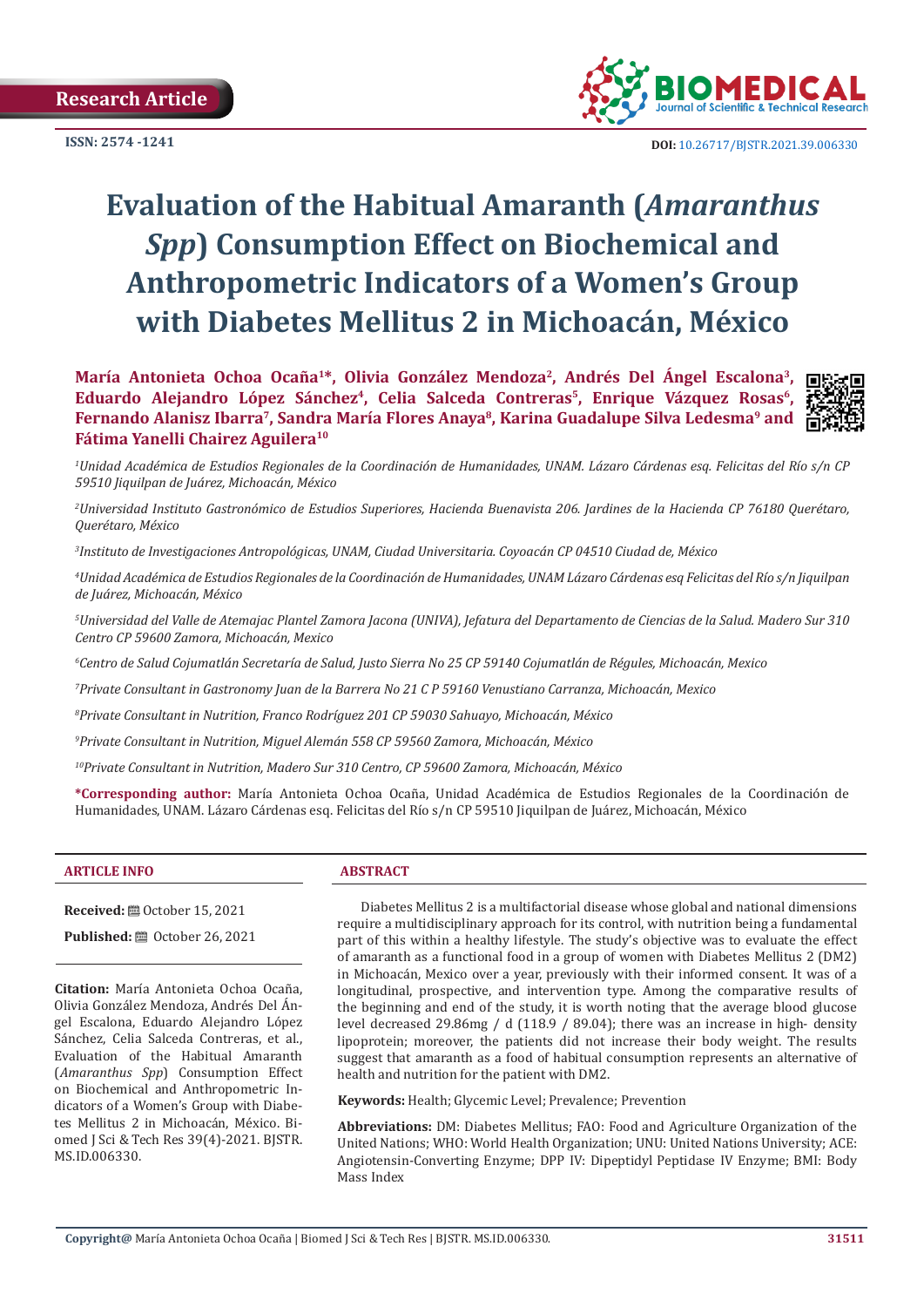Research Article

ISSN: 2574 -1241

DOI: 10.26717/BJSTR.2021.39.006330

# Evaluation of the Habitual Amaranth (*Amaranthus Spp*) Consumption Effect on Biochemical and Anthropometric Indicators of a Women's Group with Diabetes Mellitus 2 in Michoacán, México

**María Antonieta Ochoa Ocaña[1*], Olivia González Mendoza[2], Andrés Del Ángel Escalona[3], Eduardo Alejandro López Sánchez[4], Celia Salceda Contreras[5], Enrique Vázquez Rosas[6], Fernando Alanisz Ibarra[7], Sandra María Flores Anaya[8], Karina Guadalupe Silva Ledesma[9] and Fátima Yanelli Chairez Aguilera[10]**

*[1]Unidad Académica de Estudios Regionales de la Coordinación de Humanidades, UNAM. Lázaro Cárdenas esq. Felicitas del Río s/n CP 59510 Jiquilpan de Juárez, Michoacán, México*

*[2]Universidad Instituto Gastronómico de Estudios Superiores, Hacienda Buenavista 206. Jardines de la Hacienda CP 76180 Querétaro, Querétaro, México*

*[3]Instituto de Investigaciones Antropológicas, UNAM, Ciudad Universitaria. Coyoacán CP 04510 Ciudad de, México*

*[4]Unidad Académica de Estudios Regionales de la Coordinación de Humanidades, UNAM Lázaro Cárdenas esq Felicitas del Río s/n Jiquilpan de Juárez, Michoacán, México*

*[5]Universidad del Valle de Atemajac Plantel Zamora Jacona (UNIVA), Jefatura del Departamento de Ciencias de la Salud. Madero Sur 310 Centro CP 59600 Zamora, Michoacán, Mexico*

*[6]Centro de Salud Cojumatlán Secretaría de Salud, Justo Sierra No 25 CP 59140 Cojumatlán de Régules, Michoacán, Mexico*

*[7]Private Consultant in Gastronomy Juan de la Barrera No 21 C P 59160 Venustiano Carranza, Michoacán, Mexico*

*[8]Private Consultant in Nutrition, Franco Rodríguez 201 CP 59030 Sahuayo, Michoacán, México*

*[9]Private Consultant in Nutrition, Miguel Alemán 558 CP 59560 Zamora, Michoacán, México*

*[10]Private Consultant in Nutrition, Madero Sur 310 Centro, CP 59600 Zamora, Michoacán, México*

**\*Corresponding author:** María Antonieta Ochoa Ocaña, Unidad Académica de Estudios Regionales de la Coordinación de Humanidades, UNAM. Lázaro Cárdenas esq. Felicitas del Río s/n CP 59510 Jiquilpan de Juárez, Michoacán, México

## ARTICLE INFO

**Received:** October 15, 2021

**Published:** October 26, 2021

**Citation:** María Antonieta Ochoa Ocaña, Olivia González Mendoza, Andrés Del Ángel Escalona, Eduardo Alejandro López Sánchez, Celia Salceda Contreras, et al., Evaluation of the Habitual Amaranth (*Amaranthus Spp*) Consumption Effect on Biochemical and Anthropometric Indicators of a Women's Group with Diabetes Mellitus 2 in Michoacán, México. Biomed J Sci & Tech Res 39(4)-2021. BJSTR. MS.ID.006330.

## ABSTRACT

Diabetes Mellitus 2 is a multifactorial disease whose global and national dimensions require a multidisciplinary approach for its control, with nutrition being a fundamental part of this within a healthy lifestyle. The study's objective was to evaluate the effect of amaranth as a functional food in a group of women with Diabetes Mellitus 2 (DM2) in Michoacán, Mexico over a year, previously with their informed consent. It was of a longitudinal, prospective, and intervention type. Among the comparative results of the beginning and end of the study, it is worth noting that the average blood glucose level decreased 29.86mg / d (118.9 / 89.04); there was an increase in high- density lipoprotein; moreover, the patients did not increase their body weight. The results suggest that amaranth as a food of habitual consumption represents an alternative of health and nutrition for the patient with DM2.

**Keywords:** Health; Glycemic Level; Prevalence; Prevention

**Abbreviations:** DM: Diabetes Mellitus; FAO: Food and Agriculture Organization of the United Nations; WHO: World Health Organization; UNU: United Nations University; ACE: Angiotensin-Converting Enzyme; DPP IV: Dipeptidyl Peptidase IV Enzyme; BMI: Body Mass Index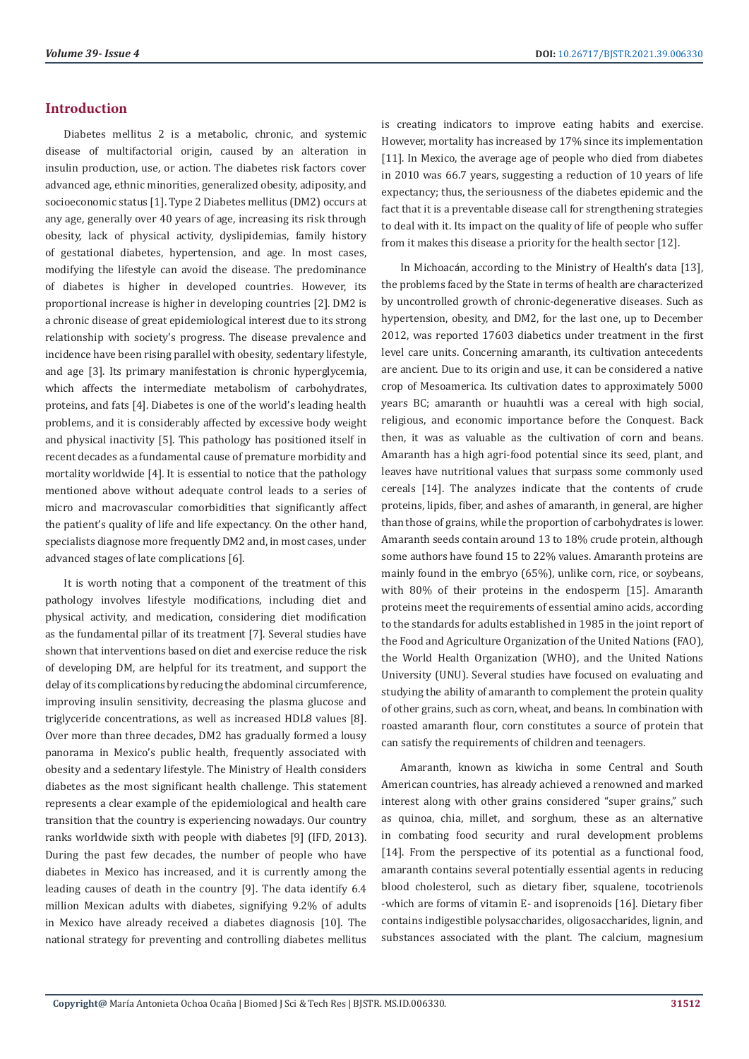## Introduction

Diabetes mellitus 2 is a metabolic, chronic, and systemic disease of multifactorial origin, caused by an alteration in insulin production, use, or action. The diabetes risk factors cover advanced age, ethnic minorities, generalized obesity, adiposity, and socioeconomic status [1]. Type 2 Diabetes mellitus (DM2) occurs at any age, generally over 40 years of age, increasing its risk through obesity, lack of physical activity, dyslipidemias, family history of gestational diabetes, hypertension, and age. In most cases, modifying the lifestyle can avoid the disease. The predominance of diabetes is higher in developed countries. However, its proportional increase is higher in developing countries [2]. DM2 is a chronic disease of great epidemiological interest due to its strong relationship with society's progress. The disease prevalence and incidence have been rising parallel with obesity, sedentary lifestyle, and age [3]. Its primary manifestation is chronic hyperglycemia, which affects the intermediate metabolism of carbohydrates, proteins, and fats [4]. Diabetes is one of the world's leading health problems, and it is considerably affected by excessive body weight and physical inactivity [5]. This pathology has positioned itself in recent decades as a fundamental cause of premature morbidity and mortality worldwide [4]. It is essential to notice that the pathology mentioned above without adequate control leads to a series of micro and macrovascular comorbidities that significantly affect the patient's quality of life and life expectancy. On the other hand, specialists diagnose more frequently DM2 and, in most cases, under advanced stages of late complications [6].

It is worth noting that a component of the treatment of this pathology involves lifestyle modifications, including diet and physical activity, and medication, considering diet modification as the fundamental pillar of its treatment [7]. Several studies have shown that interventions based on diet and exercise reduce the risk of developing DM, are helpful for its treatment, and support the delay of its complications by reducing the abdominal circumference, improving insulin sensitivity, decreasing the plasma glucose and triglyceride concentrations, as well as increased HDL8 values [8]. Over more than three decades, DM2 has gradually formed a lousy panorama in Mexico's public health, frequently associated with obesity and a sedentary lifestyle. The Ministry of Health considers diabetes as the most significant health challenge. This statement represents a clear example of the epidemiological and health care transition that the country is experiencing nowadays. Our country ranks worldwide sixth with people with diabetes [9] (IFD, 2013). During the past few decades, the number of people who have diabetes in Mexico has increased, and it is currently among the leading causes of death in the country [9]. The data identify 6.4 million Mexican adults with diabetes, signifying 9.2% of adults in Mexico have already received a diabetes diagnosis [10]. The national strategy for preventing and controlling diabetes mellitus is creating indicators to improve eating habits and exercise. However, mortality has increased by 17% since its implementation [11]. In Mexico, the average age of people who died from diabetes in 2010 was 66.7 years, suggesting a reduction of 10 years of life expectancy; thus, the seriousness of the diabetes epidemic and the fact that it is a preventable disease call for strengthening strategies to deal with it. Its impact on the quality of life of people who suffer from it makes this disease a priority for the health sector [12].

In Michoacán, according to the Ministry of Health's data [13], the problems faced by the State in terms of health are characterized by uncontrolled growth of chronic-degenerative diseases. Such as hypertension, obesity, and DM2, for the last one, up to December 2012, was reported 17603 diabetics under treatment in the first level care units. Concerning amaranth, its cultivation antecedents are ancient. Due to its origin and use, it can be considered a native crop of Mesoamerica. Its cultivation dates to approximately 5000 years BC; amaranth or huauhtli was a cereal with high social, religious, and economic importance before the Conquest. Back then, it was as valuable as the cultivation of corn and beans. Amaranth has a high agri-food potential since its seed, plant, and leaves have nutritional values that surpass some commonly used cereals [14]. The analyzes indicate that the contents of crude proteins, lipids, fiber, and ashes of amaranth, in general, are higher than those of grains, while the proportion of carbohydrates is lower. Amaranth seeds contain around 13 to 18% crude protein, although some authors have found 15 to 22% values. Amaranth proteins are mainly found in the embryo (65%), unlike corn, rice, or soybeans, with 80% of their proteins in the endosperm [15]. Amaranth proteins meet the requirements of essential amino acids, according to the standards for adults established in 1985 in the joint report of the Food and Agriculture Organization of the United Nations (FAO), the World Health Organization (WHO), and the United Nations University (UNU). Several studies have focused on evaluating and studying the ability of amaranth to complement the protein quality of other grains, such as corn, wheat, and beans. In combination with roasted amaranth flour, corn constitutes a source of protein that can satisfy the requirements of children and teenagers.

Amaranth, known as kiwicha in some Central and South American countries, has already achieved a renowned and marked interest along with other grains considered "super grains," such as quinoa, chia, millet, and sorghum, these as an alternative in combating food security and rural development problems [14]. From the perspective of its potential as a functional food, amaranth contains several potentially essential agents in reducing blood cholesterol, such as dietary fiber, squalene, tocotrienols -which are forms of vitamin E- and isoprenoids [16]. Dietary fiber contains indigestible polysaccharides, oligosaccharides, lignin, and substances associated with the plant. The calcium, magnesium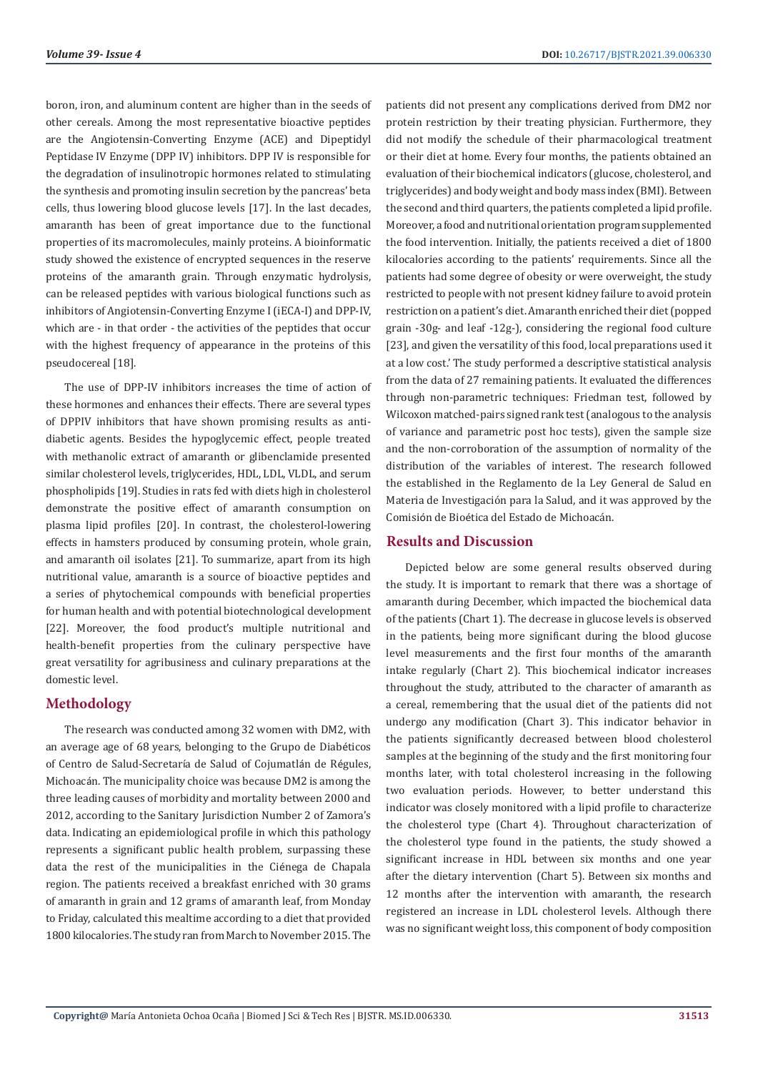boron, iron, and aluminum content are higher than in the seeds of other cereals. Among the most representative bioactive peptides are the Angiotensin-Converting Enzyme (ACE) and Dipeptidyl Peptidase IV Enzyme (DPP IV) inhibitors. DPP IV is responsible for the degradation of insulinotropic hormones related to stimulating the synthesis and promoting insulin secretion by the pancreas' beta cells, thus lowering blood glucose levels [17]. In the last decades, amaranth has been of great importance due to the functional properties of its macromolecules, mainly proteins. A bioinformatic study showed the existence of encrypted sequences in the reserve proteins of the amaranth grain. Through enzymatic hydrolysis, can be released peptides with various biological functions such as inhibitors of Angiotensin-Converting Enzyme I (iECA-I) and DPP-IV, which are - in that order - the activities of the peptides that occur with the highest frequency of appearance in the proteins of this pseudocereal [18].

The use of DPP-IV inhibitors increases the time of action of these hormones and enhances their effects. There are several types of DPPIV inhibitors that have shown promising results as anti-diabetic agents. Besides the hypoglycemic effect, people treated with methanolic extract of amaranth or glibenclamide presented similar cholesterol levels, triglycerides, HDL, LDL, VLDL, and serum phospholipids [19]. Studies in rats fed with diets high in cholesterol demonstrate the positive effect of amaranth consumption on plasma lipid profiles [20]. In contrast, the cholesterol-lowering effects in hamsters produced by consuming protein, whole grain, and amaranth oil isolates [21]. To summarize, apart from its high nutritional value, amaranth is a source of bioactive peptides and a series of phytochemical compounds with beneficial properties for human health and with potential biotechnological development [22]. Moreover, the food product's multiple nutritional and health-benefit properties from the culinary perspective have great versatility for agribusiness and culinary preparations at the domestic level.

## Methodology

The research was conducted among 32 women with DM2, with an average age of 68 years, belonging to the Grupo de Diabéticos of Centro de Salud-Secretaría de Salud of Cojumatlán de Régules, Michoacán. The municipality choice was because DM2 is among the three leading causes of morbidity and mortality between 2000 and 2012, according to the Sanitary Jurisdiction Number 2 of Zamora's data. Indicating an epidemiological profile in which this pathology represents a significant public health problem, surpassing these data the rest of the municipalities in the Ciénega de Chapala region. The patients received a breakfast enriched with 30 grams of amaranth in grain and 12 grams of amaranth leaf, from Monday to Friday, calculated this mealtime according to a diet that provided 1800 kilocalories. The study ran from March to November 2015. The patients did not present any complications derived from DM2 nor protein restriction by their treating physician. Furthermore, they did not modify the schedule of their pharmacological treatment or their diet at home. Every four months, the patients obtained an evaluation of their biochemical indicators (glucose, cholesterol, and triglycerides) and body weight and body mass index (BMI). Between the second and third quarters, the patients completed a lipid profile. Moreover, a food and nutritional orientation program supplemented the food intervention. Initially, the patients received a diet of 1800 kilocalories according to the patients' requirements. Since all the patients had some degree of obesity or were overweight, the study restricted to people with not present kidney failure to avoid protein restriction on a patient's diet. Amaranth enriched their diet (popped grain -30g- and leaf -12g-), considering the regional food culture [23], and given the versatility of this food, local preparations used it at a low cost.' The study performed a descriptive statistical analysis from the data of 27 remaining patients. It evaluated the differences through non-parametric techniques: Friedman test, followed by Wilcoxon matched-pairs signed rank test (analogous to the analysis of variance and parametric post hoc tests), given the sample size and the non-corroboration of the assumption of normality of the distribution of the variables of interest. The research followed the established in the Reglamento de la Ley General de Salud en Materia de Investigación para la Salud, and it was approved by the Comisión de Bioética del Estado de Michoacán.

## Results and Discussion

Depicted below are some general results observed during the study. It is important to remark that there was a shortage of amaranth during December, which impacted the biochemical data of the patients (Chart 1). The decrease in glucose levels is observed in the patients, being more significant during the blood glucose level measurements and the first four months of the amaranth intake regularly (Chart 2). This biochemical indicator increases throughout the study, attributed to the character of amaranth as a cereal, remembering that the usual diet of the patients did not undergo any modification (Chart 3). This indicator behavior in the patients significantly decreased between blood cholesterol samples at the beginning of the study and the first monitoring four months later, with total cholesterol increasing in the following two evaluation periods. However, to better understand this indicator was closely monitored with a lipid profile to characterize the cholesterol type (Chart 4). Throughout characterization of the cholesterol type found in the patients, the study showed a significant increase in HDL between six months and one year after the dietary intervention (Chart 5). Between six months and 12 months after the intervention with amaranth, the research registered an increase in LDL cholesterol levels. Although there was no significant weight loss, this component of body composition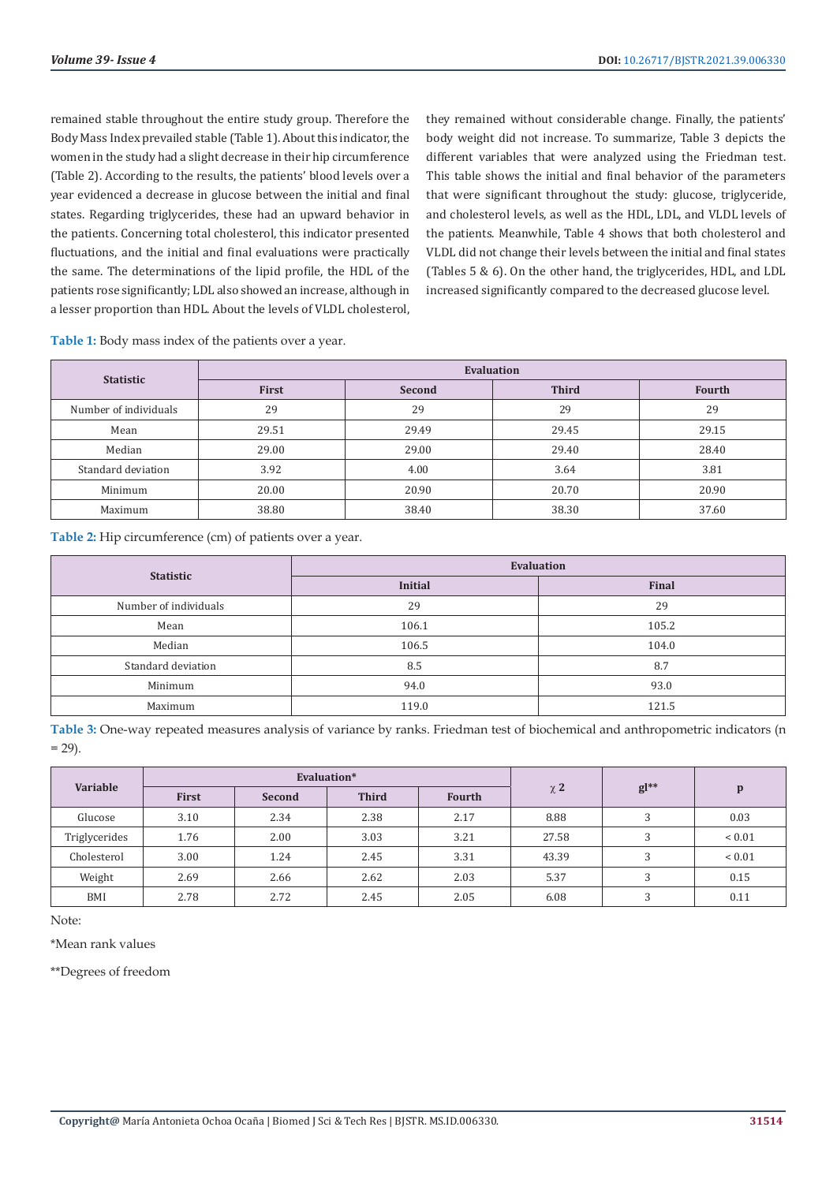remained stable throughout the entire study group. Therefore the Body Mass Index prevailed stable (Table 1). About this indicator, the women in the study had a slight decrease in their hip circumference (Table 2). According to the results, the patients' blood levels over a year evidenced a decrease in glucose between the initial and final states. Regarding triglycerides, these had an upward behavior in the patients. Concerning total cholesterol, this indicator presented fluctuations, and the initial and final evaluations were practically the same. The determinations of the lipid profile, the HDL of the patients rose significantly; LDL also showed an increase, although in a lesser proportion than HDL. About the levels of VLDL cholesterol, they remained without considerable change. Finally, the patients' body weight did not increase. To summarize, Table 3 depicts the different variables that were analyzed using the Friedman test. This table shows the initial and final behavior of the parameters that were significant throughout the study: glucose, triglyceride, and cholesterol levels, as well as the HDL, LDL, and VLDL levels of the patients. Meanwhile, Table 4 shows that both cholesterol and VLDL did not change their levels between the initial and final states (Tables 5 & 6). On the other hand, the triglycerides, HDL, and LDL increased significantly compared to the decreased glucose level.

**Table 1:** Body mass index of the patients over a year.

| Statistic | Evaluation | | | |
|---|---|---|---|---|
| | First | Second | Third | Fourth |
| Number of individuals | 29 | 29 | 29 | 29 |
| Mean | 29.51 | 29.49 | 29.45 | 29.15 |
| Median | 29.00 | 29.00 | 29.40 | 28.40 |
| Standard deviation | 3.92 | 4.00 | 3.64 | 3.81 |
| Minimum | 20.00 | 20.90 | 20.70 | 20.90 |
| Maximum | 38.80 | 38.40 | 38.30 | 37.60 |

**Table 2:** Hip circumference (cm) of patients over a year.

| Statistic | Evaluation | |
|---|---|---|
| | Initial | Final |
| Number of individuals | 29 | 29 |
| Mean | 106.1 | 105.2 |
| Median | 106.5 | 104.0 |
| Standard deviation | 8.5 | 8.7 |
| Minimum | 94.0 | 93.0 |
| Maximum | 119.0 | 121.5 |

**Table 3:** One-way repeated measures analysis of variance by ranks. Friedman test of biochemical and anthropometric indicators (n = 29).

| Variable | Evaluation* | | | | $\chi^2$ | gl** | p |
|---|---|---|---|---|---|---|---|
| | First | Second | Third | Fourth | | | |
| Glucose | 3.10 | 2.34 | 2.38 | 2.17 | 8.88 | 3 | 0.03 |
| Triglycerides | 1.76 | 2.00 | 3.03 | 3.21 | 27.58 | 3 | < 0.01 |
| Cholesterol | 3.00 | 1.24 | 2.45 | 3.31 | 43.39 | 3 | < 0.01 |
| Weight | 2.69 | 2.66 | 2.62 | 2.03 | 5.37 | 3 | 0.15 |
| BMI | 2.78 | 2.72 | 2.45 | 2.05 | 6.08 | 3 | 0.11 |

Note:

*Mean rank values

**Degrees of freedom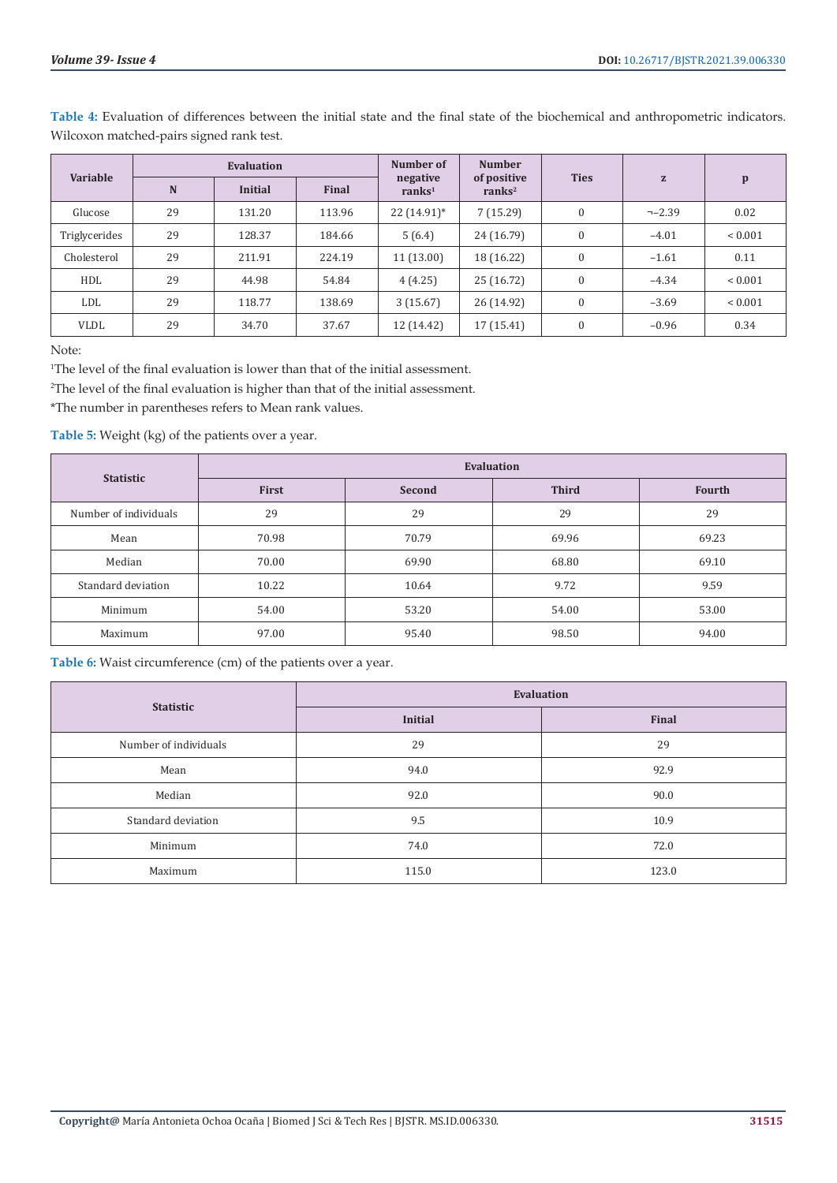**Table 4:** Evaluation of differences between the initial state and the final state of the biochemical and anthropometric indicators. Wilcoxon matched-pairs signed rank test.

| Variable | Evaluation | | | Number of negative ranks[1] | Number of positive ranks[2] | Ties | z | p |
|---|---|---|---|---|---|---|---|---|
| | N | Initial | Final | | | | | |
| Glucose | 29 | 131.20 | 113.96 | 22 (14.91)* | 7 (15.29) | 0 | ¬−2.39 | 0.02 |
| Triglycerides | 29 | 128.37 | 184.66 | 5 (6.4) | 24 (16.79) | 0 | −4.01 | < 0.001 |
| Cholesterol | 29 | 211.91 | 224.19 | 11 (13.00) | 18 (16.22) | 0 | −1.61 | 0.11 |
| HDL | 29 | 44.98 | 54.84 | 4 (4.25) | 25 (16.72) | 0 | −4.34 | < 0.001 |
| LDL | 29 | 118.77 | 138.69 | 3 (15.67) | 26 (14.92) | 0 | −3.69 | < 0.001 |
| VLDL | 29 | 34.70 | 37.67 | 12 (14.42) | 17 (15.41) | 0 | −0.96 | 0.34 |

Note:

[1]The level of the final evaluation is lower than that of the initial assessment.

[2]The level of the final evaluation is higher than that of the initial assessment.

*The number in parentheses refers to Mean rank values.

**Table 5:** Weight (kg) of the patients over a year.

| Statistic | Evaluation | | | |
|---|---|---|---|---|
| | First | Second | Third | Fourth |
| Number of individuals | 29 | 29 | 29 | 29 |
| Mean | 70.98 | 70.79 | 69.96 | 69.23 |
| Median | 70.00 | 69.90 | 68.80 | 69.10 |
| Standard deviation | 10.22 | 10.64 | 9.72 | 9.59 |
| Minimum | 54.00 | 53.20 | 54.00 | 53.00 |
| Maximum | 97.00 | 95.40 | 98.50 | 94.00 |

**Table 6:** Waist circumference (cm) of the patients over a year.

| Statistic | Evaluation | |
|---|---|---|
| | Initial | Final |
| Number of individuals | 29 | 29 |
| Mean | 94.0 | 92.9 |
| Median | 92.0 | 90.0 |
| Standard deviation | 9.5 | 10.9 |
| Minimum | 74.0 | 72.0 |
| Maximum | 115.0 | 123.0 |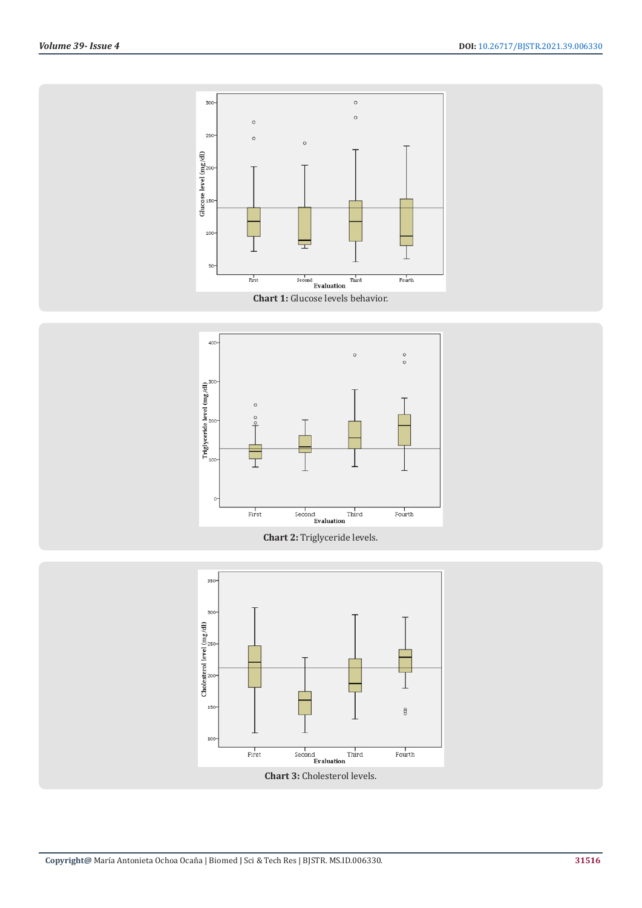300
250
200
150
100
50
Glucose level (mg/dl)
First
Second
Third
Fourth
Evaluation

**Chart 1:** Glucose levels behavior.

400
300
200
100
0
Triglyceride level (mg/dl)
First
Second
Third
Fourth
Evaluation

**Chart 2:** Triglyceride levels.

350
300
250
200
150
100
Cholesterol level (mg/dl)
First
Second
Third
Fourth
Evaluation

**Chart 3:** Cholesterol levels.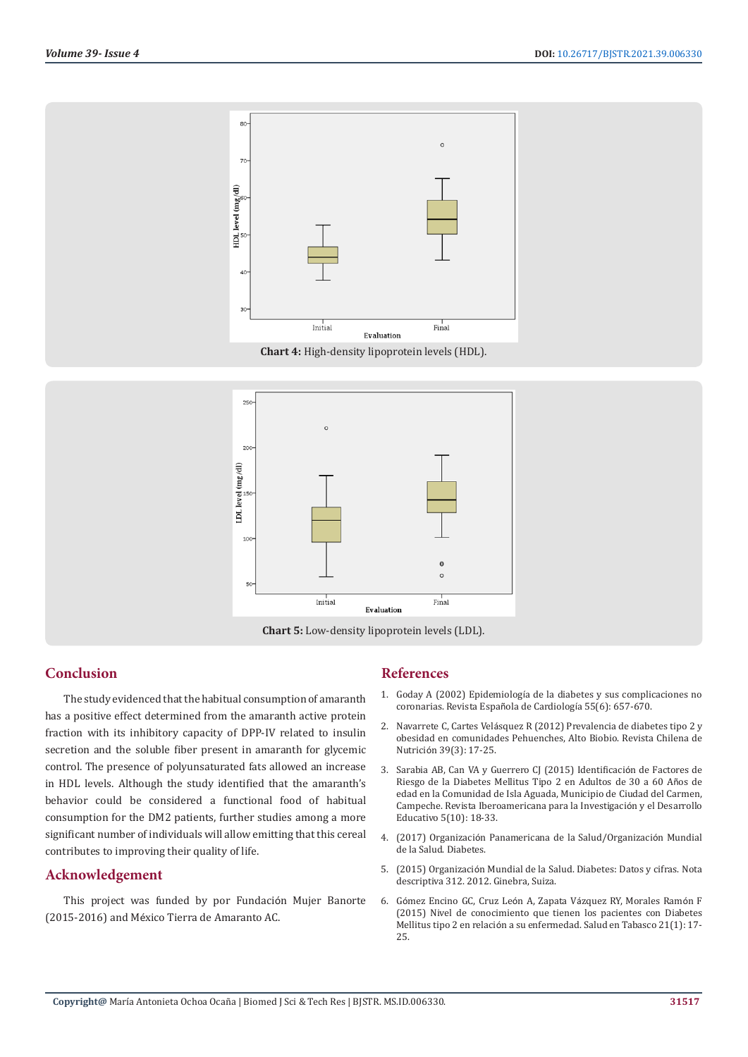Chart 4: High-density lipoprotein levels (HDL).

Chart 5: Low-density lipoprotein levels (LDL).

## Conclusion

The study evidenced that the habitual consumption of amaranth has a positive effect determined from the amaranth active protein fraction with its inhibitory capacity of DPP-IV related to insulin secretion and the soluble fiber present in amaranth for glycemic control. The presence of polyunsaturated fats allowed an increase in HDL levels. Although the study identified that the amaranth's behavior could be considered a functional food of habitual consumption for the DM2 patients, further studies among a more significant number of individuals will allow emitting that this cereal contributes to improving their quality of life.

## Acknowledgement

This project was funded by por Fundación Mujer Banorte (2015-2016) and México Tierra de Amaranto AC.

## References

1. Goday A (2002) Epidemiología de la diabetes y sus complicaciones no coronarias. Revista Española de Cardiología 55(6): 657-670.
2. Navarrete C, Cartes Velásquez R (2012) Prevalencia de diabetes tipo 2 y obesidad en comunidades Pehuenches, Alto Biobio. Revista Chilena de Nutrición 39(3): 17-25.
3. Sarabia AB, Can VA y Guerrero CJ (2015) Identificación de Factores de Riesgo de la Diabetes Mellitus Tipo 2 en Adultos de 30 a 60 Años de edad en la Comunidad de Isla Aguada, Municipio de Ciudad del Carmen, Campeche. Revista Iberoamericana para la Investigación y el Desarrollo Educativo 5(10): 18-33.
4. (2017) Organización Panamericana de la Salud/Organización Mundial de la Salud. Diabetes.
5. (2015) Organización Mundial de la Salud. Diabetes: Datos y cifras. Nota descriptiva 312. 2012. Ginebra, Suiza.
6. Gómez Encino GC, Cruz León A, Zapata Vázquez RY, Morales Ramón F (2015) Nivel de conocimiento que tienen los pacientes con Diabetes Mellitus tipo 2 en relación a su enfermedad. Salud en Tabasco 21(1): 17-25.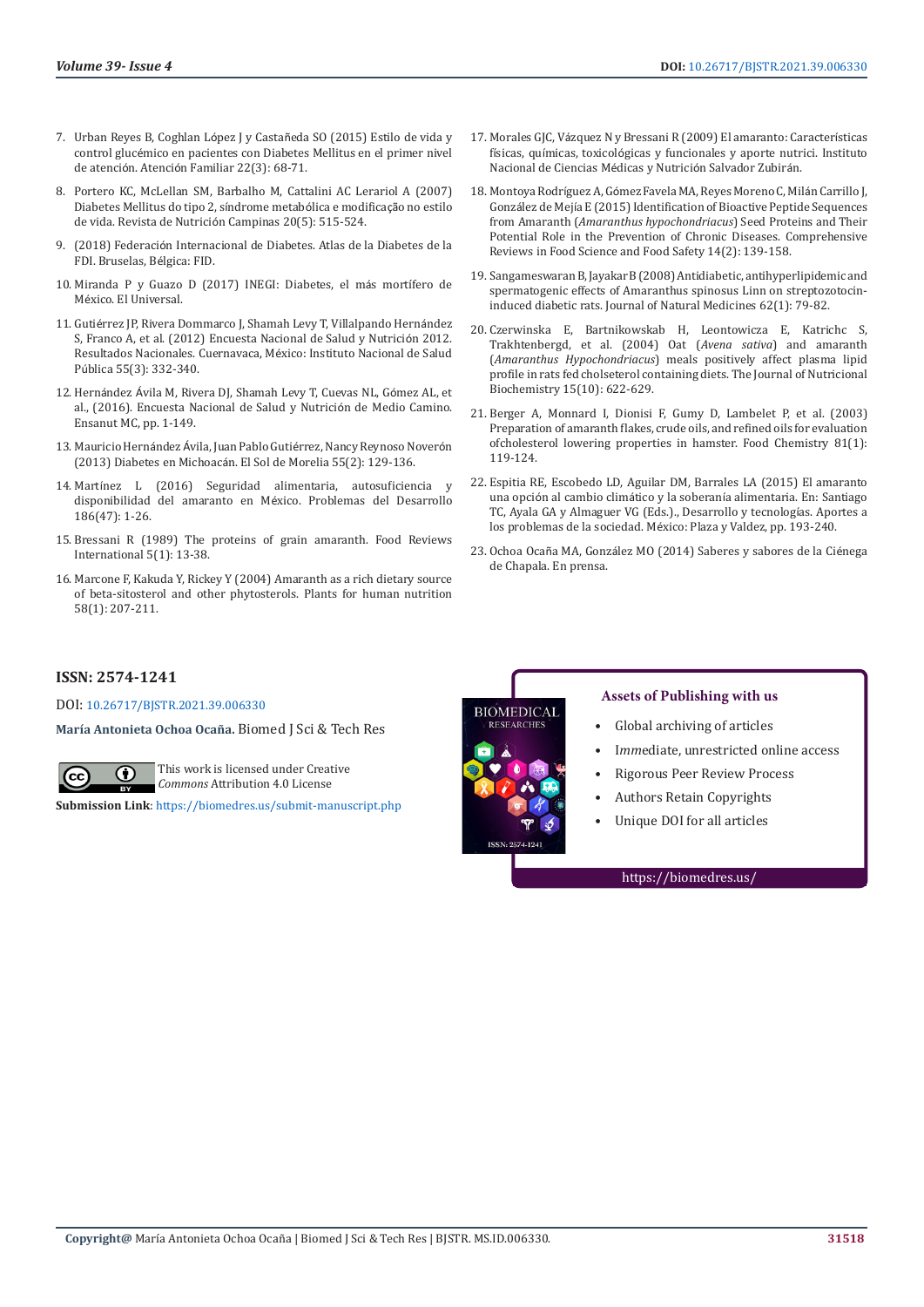7. Urban Reyes B, Coghlan López J y Castañeda SO (2015) Estilo de vida y control glucémico en pacientes con Diabetes Mellitus en el primer nivel de atención. Atención Familiar 22(3): 68-71.
8. Portero KC, McLellan SM, Barbalho M, Cattalini AC Lerariol A (2007) Diabetes Mellitus do tipo 2, síndrome metabólica e modificação no estilo de vida. Revista de Nutrición Campinas 20(5): 515-524.
9. (2018) Federación Internacional de Diabetes. Atlas de la Diabetes de la FDI. Bruselas, Bélgica: FID.
10. Miranda P y Guazo D (2017) INEGI: Diabetes, el más mortífero de México. El Universal.
11. Gutiérrez JP, Rivera Dommarco J, Shamah Levy T, Villalpando Hernández S, Franco A, et al. (2012) Encuesta Nacional de Salud y Nutrición 2012. Resultados Nacionales. Cuernavaca, México: Instituto Nacional de Salud Pública 55(3): 332-340.
12. Hernández Ávila M, Rivera DJ, Shamah Levy T, Cuevas NL, Gómez AL, et al., (2016). Encuesta Nacional de Salud y Nutrición de Medio Camino. Ensanut MC, pp. 1-149.
13. Mauricio Hernández Ávila, Juan Pablo Gutiérrez, Nancy Reynoso Noverón (2013) Diabetes en Michoacán. El Sol de Morelia 55(2): 129-136.
14. Martínez L (2016) Seguridad alimentaria, autosuficiencia y disponibilidad del amaranto en México. Problemas del Desarrollo 186(47): 1-26.
15. Bressani R (1989) The proteins of grain amaranth. Food Reviews International 5(1): 13-38.
16. Marcone F, Kakuda Y, Rickey Y (2004) Amaranth as a rich dietary source of beta-sitosterol and other phytosterols. Plants for human nutrition 58(1): 207-211.
17. Morales GJC, Vázquez N y Bressani R (2009) El amaranto: Características físicas, químicas, toxicológicas y funcionales y aporte nutrici. Instituto Nacional de Ciencias Médicas y Nutrición Salvador Zubirán.
18. Montoya Rodríguez A, Gómez Favela MA, Reyes Moreno C, Milán Carrillo J, González de Mejía E (2015) Identification of Bioactive Peptide Sequences from Amaranth (*Amaranthus hypochondriacus*) Seed Proteins and Their Potential Role in the Prevention of Chronic Diseases. Comprehensive Reviews in Food Science and Food Safety 14(2): 139-158.
19. Sangameswaran B, Jayakar B (2008) Antidiabetic, antihyperlipidemic and spermatogenic effects of Amaranthus spinosus Linn on streptozotocin-induced diabetic rats. Journal of Natural Medicines 62(1): 79-82.
20. Czerwinska E, Bartnikowskab H, Leontowicza E, Katrichc S, Trakhtenbergd, et al. (2004) Oat (*Avena sativa*) and amaranth (*Amaranthus Hypochondriacus*) meals positively affect plasma lipid profile in rats fed cholseterol containing diets. The Journal of Nutricional Biochemistry 15(10): 622-629.
21. Berger A, Monnard I, Dionisi F, Gumy D, Lambelet P, et al. (2003) Preparation of amaranth flakes, crude oils, and refined oils for evaluation ofcholesterol lowering properties in hamster. Food Chemistry 81(1): 119-124.
22. Espitia RE, Escobedo LD, Aguilar DM, Barrales LA (2015) El amaranto una opción al cambio climático y la soberanía alimentaria. En: Santiago TC, Ayala GA y Almaguer VG (Eds.)., Desarrollo y tecnologías. Aportes a los problemas de la sociedad. México: Plaza y Valdez, pp. 193-240.
23. Ochoa Ocaña MA, González MO (2014) Saberes y sabores de la Ciénega de Chapala. En prensa.

**ISSN: 2574-1241**

DOI: 10.26717/BJSTR.2021.39.006330

**María Antonieta Ochoa Ocaña.** Biomed J Sci & Tech Res

This work is licensed under Creative *Commons* Attribution 4.0 License

**Submission Link**: https://biomedres.us/submit-manuscript.php

**Assets of Publishing with us**

- Global archiving of articles
- Immediate, unrestricted online access
- Rigorous Peer Review Process
- Authors Retain Copyrights
- Unique DOI for all articles

https://biomedres.us/